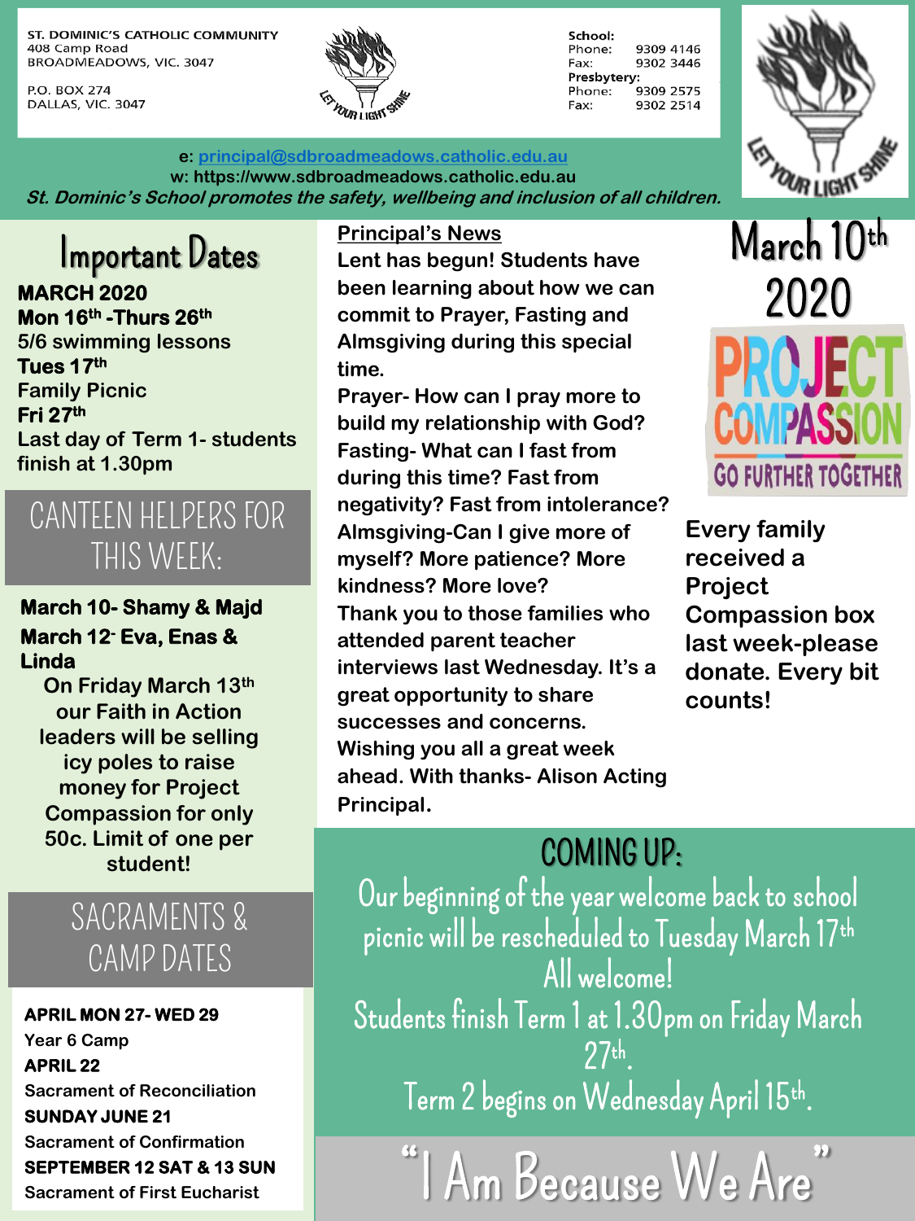ST. DOMINIC'S CATHOLIC COMMUNITY
408 Camp Road
BROADMEADOWS, VIC. 3047

P.O. BOX 274
DALLAS, VIC. 3047

LET YOUR LIGHT SHINE

**School:**
Phone: 9309 4146
Fax: 9302 3446
**Presbytery:**
Phone: 9309 2575
Fax: 9302 2514

e: principal@sdbroadmeadows.catholic.edu.au
w: https://www.sdbroadmeadows.catholic.edu.au
*St. Dominic's School promotes the safety, wellbeing and inclusion of all children.*

# March 10th 2020

## Important Dates

**MARCH 2020**
**Mon 16th -Thurs 26th**
5/6 swimming lessons
**Tues 17th**
Family Picnic
**Fri 27th**
Last day of Term 1- students finish at 1.30pm

## CANTEEN HELPERS FOR THIS WEEK:

**March 10- Shamy & Majd**
**March 12- Eva, Enas & Linda**

On Friday March 13th our Faith in Action leaders will be selling icy poles to raise money for Project Compassion for only 50c. Limit of one per student!

## SACRAMENTS & CAMP DATES

**APRIL MON 27- WED 29**
Year 6 Camp
**APRIL 22**
Sacrament of Reconciliation
**SUNDAY JUNE 21**
Sacrament of Confirmation
**SEPTEMBER 12 SAT & 13 SUN**
Sacrament of First Eucharist

## Principal's News

Lent has begun! Students have been learning about how we can commit to Prayer, Fasting and Almsgiving during this special time.
Prayer- How can I pray more to build my relationship with God?
Fasting- What can I fast from during this time? Fast from negativity? Fast from intolerance?
Almsgiving-Can I give more of myself? More patience? More kindness? More love?
Thank you to those families who attended parent teacher interviews last Wednesday. It's a great opportunity to share successes and concerns.
Wishing you all a great week ahead. With thanks- Alison Acting Principal.

PROJECT COMPASSION
GO FURTHER TOGETHER

Every family received a Project Compassion box last week-please donate. Every bit counts!

## COMING UP:

Our beginning of the year welcome back to school picnic will be rescheduled to Tuesday March 17th
All welcome!
Students finish Term 1 at 1.30pm on Friday March 27th.
Term 2 begins on Wednesday April 15th.

"I Am Because We Are"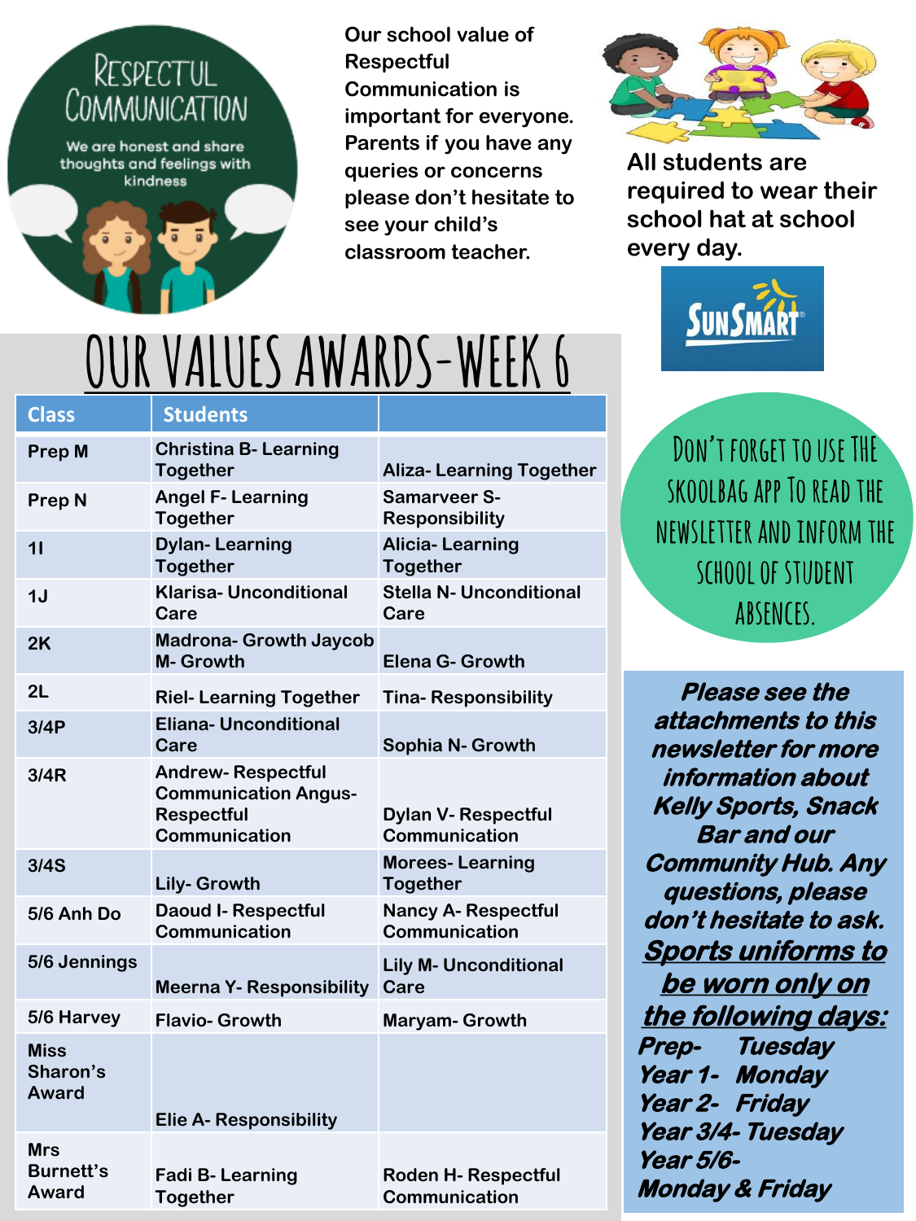Respectful Communication

We are honest and share thoughts and feelings with kindness

Our school value of Respectful Communication is important for everyone. Parents if you have any queries or concerns please don't hesitate to see your child's classroom teacher.

All students are required to wear their school hat at school every day.

SunSmart

# OUR VALUES AWARDS-WEEK 6

| Class | Students | |
|---|---|---|
| Prep M | Christina B- Learning Together | Aliza- Learning Together |
| Prep N | Angel F- Learning Together | Samarveer S- Responsibility |
| 1I | Dylan- Learning Together | Alicia- Learning Together |
| 1J | Klarisa- Unconditional Care | Stella N- Unconditional Care |
| 2K | Madrona- Growth Jaycob M- Growth | Elena G- Growth |
| 2L | Riel- Learning Together | Tina- Responsibility |
| 3/4P | Eliana- Unconditional Care | Sophia N- Growth |
| 3/4R | Andrew- Respectful Communication Angus- Respectful Communication | Dylan V- Respectful Communication |
| 3/4S | Lily- Growth | Morees- Learning Together |
| 5/6 Anh Do | Daoud I- Respectful Communication | Nancy A- Respectful Communication |
| 5/6 Jennings | Meerna Y- Responsibility | Lily M- Unconditional Care |
| 5/6 Harvey | Flavio- Growth | Maryam- Growth |
| Miss Sharon's Award | Elie A- Responsibility | |
| Mrs Burnett's Award | Fadi B- Learning Together | Roden H- Respectful Communication |

DON'T FORGET TO USE THE SKOOLBAG APP TO READ THE NEWSLETTER AND INFORM THE SCHOOL OF STUDENT ABSENCES.

***Please see the attachments to this newsletter for more information about Kelly Sports, Snack Bar and our Community Hub. Any questions, please don't hesitate to ask.***

***Sports uniforms to be worn only on the following days:***

***Prep- Tuesday***
***Year 1- Monday***
***Year 2- Friday***
***Year 3/4- Tuesday***
***Year 5/6- Monday & Friday***